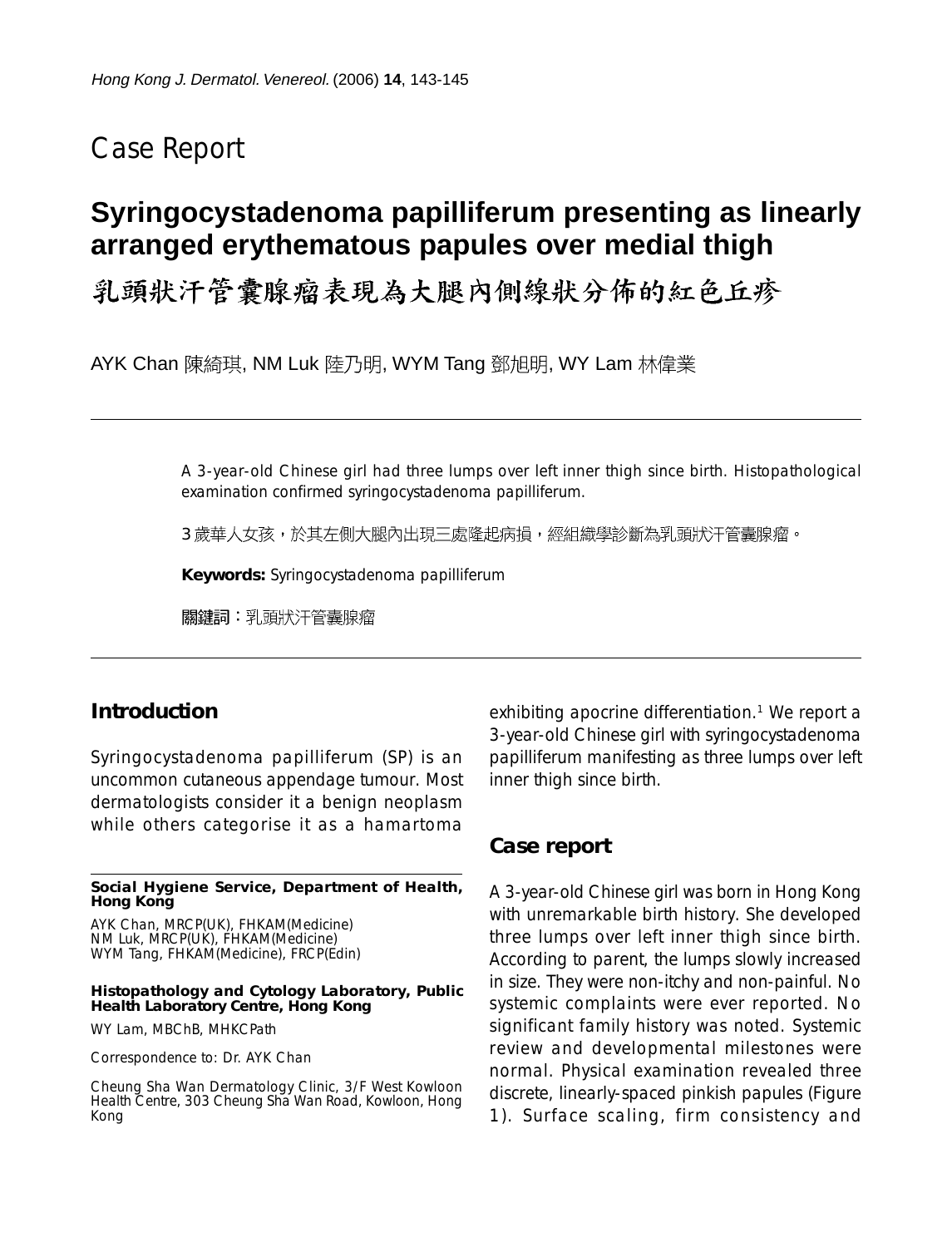Case Report

# Syringocystadenoma papilliferum presenting as linearly arranged erythematous papules over medial thigh

# 乳頭狀汗管囊腺瘤表現為大腿內側線狀分佈的紅色丘疹

AYK Chan 陳綺琪, NM Luk 陸乃明, WYM Tang 鄧旭明, WY Lam 林偉業

A 3-year-old Chinese girl had three lumps over left inner thigh since birth. Histopathological examination confirmed syringocystadenoma papilliferum.

3歲華人女孩，於其左側大腿內出現三處隆起病損，經組織學診斷為乳頭狀汗管囊腺瘤。

**Keywords:** Syringocystadenoma papilliferum

**關鍵詞：**乳頭狀汗管囊腺瘤

## Introduction

Syringocystadenoma papilliferum (SP) is an uncommon cutaneous appendage tumour. Most dermatologists consider it a benign neoplasm while others categorise it as a hamartoma exhibiting apocrine differentiation.[1] We report a 3-year-old Chinese girl with syringocystadenoma papilliferum manifesting as three lumps over left inner thigh since birth.

## Case report

A 3-year-old Chinese girl was born in Hong Kong with unremarkable birth history. She developed three lumps over left inner thigh since birth. According to parent, the lumps slowly increased in size. They were non-itchy and non-painful. No systemic complaints were ever reported. No significant family history was noted. Systemic review and developmental milestones were normal. Physical examination revealed three discrete, linearly-spaced pinkish papules (Figure 1). Surface scaling, firm consistency and

**Social Hygiene Service, Department of Health, Hong Kong**

AYK Chan, MRCP(UK), FHKAM(Medicine)
NM Luk, MRCP(UK), FHKAM(Medicine)
WYM Tang, FHKAM(Medicine), FRCP(Edin)

**Histopathology and Cytology Laboratory, Public Health Laboratory Centre, Hong Kong**

WY Lam, MBChB, MHKCPath

Correspondence to: Dr. AYK Chan

Cheung Sha Wan Dermatology Clinic, 3/F West Kowloon Health Centre, 303 Cheung Sha Wan Road, Kowloon, Hong Kong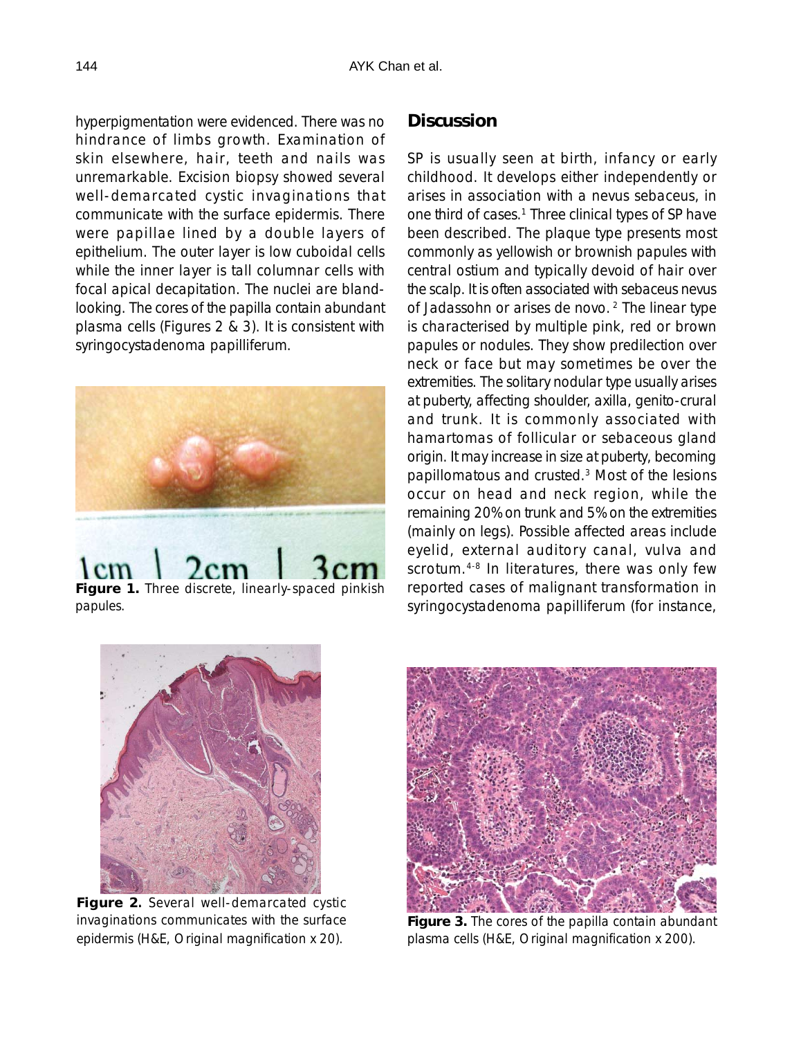hyperpigmentation were evidenced. There was no hindrance of limbs growth. Examination of skin elsewhere, hair, teeth and nails was unremarkable. Excision biopsy showed several well-demarcated cystic invaginations that communicate with the surface epidermis. There were papillae lined by a double layers of epithelium. The outer layer is low cuboidal cells while the inner layer is tall columnar cells with focal apical decapitation. The nuclei are bland-looking. The cores of the papilla contain abundant plasma cells (Figures 2 & 3). It is consistent with syringocystadenoma papilliferum.

**Figure 1.** Three discrete, linearly-spaced pinkish papules.

## Discussion

SP is usually seen at birth, infancy or early childhood. It develops either independently or arises in association with a nevus sebaceus, in one third of cases.[1] Three clinical types of SP have been described. The plaque type presents most commonly as yellowish or brownish papules with central ostium and typically devoid of hair over the scalp. It is often associated with sebaceus nevus of Jadassohn or arises de novo.[2] The linear type is characterised by multiple pink, red or brown papules or nodules. They show predilection over neck or face but may sometimes be over the extremities. The solitary nodular type usually arises at puberty, affecting shoulder, axilla, genito-crural and trunk. It is commonly associated with hamartomas of follicular or sebaceous gland origin. It may increase in size at puberty, becoming papillomatous and crusted.[3] Most of the lesions occur on head and neck region, while the remaining 20% on trunk and 5% on the extremities (mainly on legs). Possible affected areas include eyelid, external auditory canal, vulva and scrotum.[4-8] In literatures, there was only few reported cases of malignant transformation in syringocystadenoma papilliferum (for instance,

**Figure 2.** Several well-demarcated cystic invaginations communicates with the surface epidermis (H&E, Original magnification x 20).

**Figure 3.** The cores of the papilla contain abundant plasma cells (H&E, Original magnification x 200).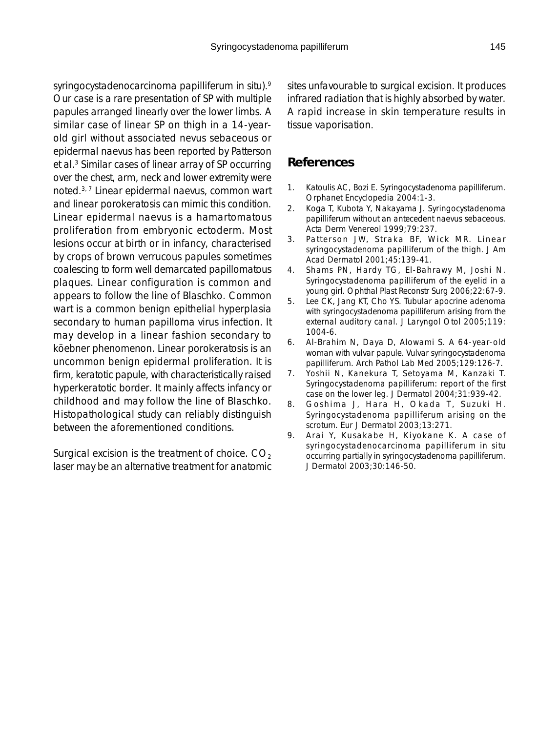syringocystadenocarcinoma papilliferum in situ).[9] Our case is a rare presentation of SP with multiple papules arranged linearly over the lower limbs. A similar case of linear SP on thigh in a 14-year-old girl without associated nevus sebaceous or epidermal naevus has been reported by Patterson et al.[3] Similar cases of linear array of SP occurring over the chest, arm, neck and lower extremity were noted.[3, 7] Linear epidermal naevus, common wart and linear porokeratosis can mimic this condition. Linear epidermal naevus is a hamartomatous proliferation from embryonic ectoderm. Most lesions occur at birth or in infancy, characterised by crops of brown verrucous papules sometimes coalescing to form well demarcated papillomatous plaques. Linear configuration is common and appears to follow the line of Blaschko. Common wart is a common benign epithelial hyperplasia secondary to human papilloma virus infection. It may develop in a linear fashion secondary to köebner phenomenon. Linear porokeratosis is an uncommon benign epidermal proliferation. It is firm, keratotic papule, with characteristically raised hyperkeratotic border. It mainly affects infancy or childhood and may follow the line of Blaschko. Histopathological study can reliably distinguish between the aforementioned conditions.

Surgical excision is the treatment of choice. $CO_2$ laser may be an alternative treatment for anatomic sites unfavourable to surgical excision. It produces infrared radiation that is highly absorbed by water. A rapid increase in skin temperature results in tissue vaporisation.

## References

1. Katoulis AC, Bozi E. Syringocystadenoma papilliferum. Orphanet Encyclopedia 2004:1-3.
2. Koga T, Kubota Y, Nakayama J. Syringocystadenoma papilliferum without an antecedent naevus sebaceous. Acta Derm Venereol 1999;79:237.
3. Patterson JW, Straka BF, Wick MR. Linear syringocystadenoma papilliferum of the thigh. J Am Acad Dermatol 2001;45:139-41.
4. Shams PN, Hardy TG, El-Bahrawy M, Joshi N. Syringocystadenoma papilliferum of the eyelid in a young girl. Ophthal Plast Reconstr Surg 2006;22:67-9.
5. Lee CK, Jang KT, Cho YS. Tubular apocrine adenoma with syringocystadenoma papilliferum arising from the external auditory canal. J Laryngol Otol 2005;119: 1004-6.
6. Al-Brahim N, Daya D, Alowami S. A 64-year-old woman with vulvar papule. Vulvar syringocystadenoma papilliferum. Arch Pathol Lab Med 2005;129:126-7.
7. Yoshii N, Kanekura T, Setoyama M, Kanzaki T. Syringocystadenoma papilliferum: report of the first case on the lower leg. J Dermatol 2004;31:939-42.
8. Goshima J, Hara H, Okada T, Suzuki H. Syringocystadenoma papilliferum arising on the scrotum. Eur J Dermatol 2003;13:271.
9. Arai Y, Kusakabe H, Kiyokane K. A case of syringocystadenocarcinoma papilliferum in situ occurring partially in syringocystadenoma papilliferum. J Dermatol 2003;30:146-50.